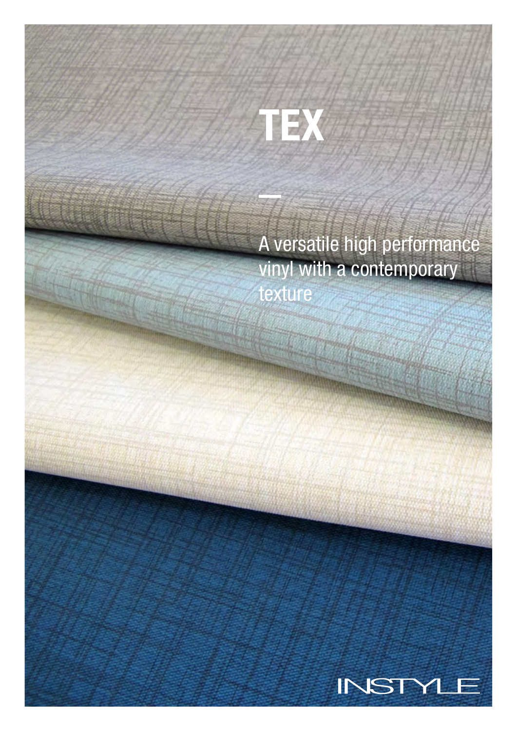# TEX

A versatile high performance vinyl with a contemporary texture

INSTYLE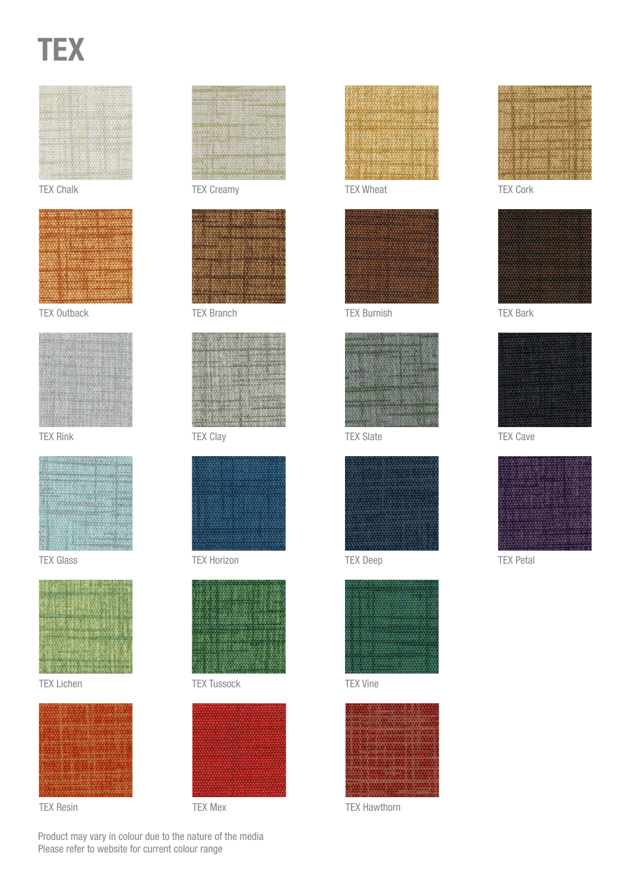# TEX

TEX Chalk

TEX Creamy

TEX Wheat

TEX Cork

TEX Outback

TEX Branch

TEX Burnish

TEX Bark

TEX Rink

TEX Clay

TEX Slate

TEX Cave

TEX Glass

TEX Horizon

TEX Deep

TEX Petal

TEX Lichen

TEX Tussock

TEX Vine

TEX Resin

TEX Mex

TEX Hawthorn

Product may vary in colour due to the nature of the media
Please refer to website for current colour range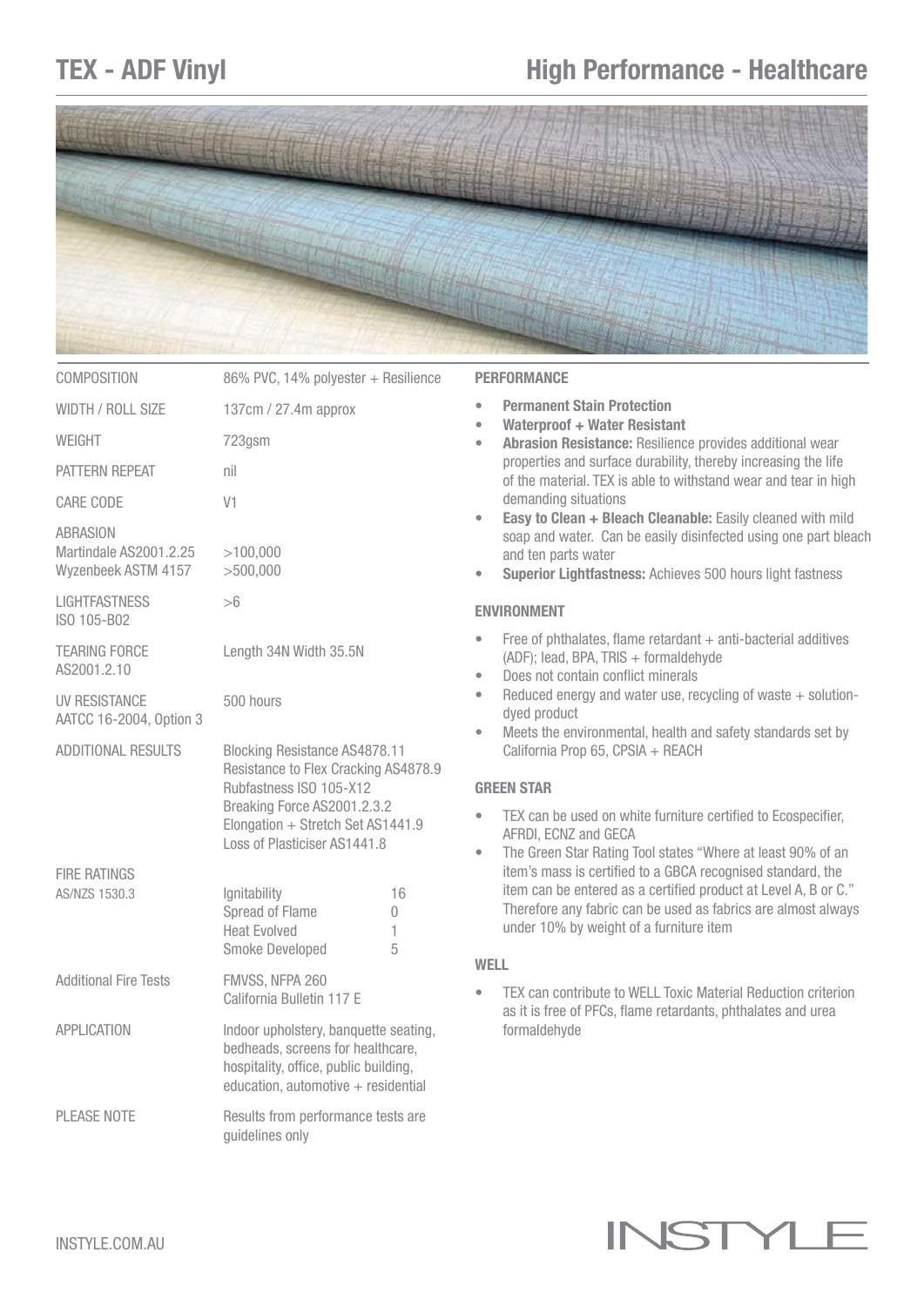# TEX - ADF Vinyl

## High Performance - Healthcare

| | |
|---|---|
| COMPOSITION | 86% PVC, 14% polyester + Resilience |
| WIDTH / ROLL SIZE | 137cm / 27.4m approx |
| WEIGHT | 723gsm |
| PATTERN REPEAT | nil |
| CARE CODE | V1 |
| ABRASION<br>Martindale AS2001.2.25<br>Wyzenbeek ASTM 4157 | <br>>100,000<br>>500,000 |
| LIGHTFASTNESS<br>ISO 105-B02 | >6 |
| TEARING FORCE<br>AS2001.2.10 | Length 34N Width 35.5N |
| UV RESISTANCE<br>AATCC 16-2004, Option 3 | 500 hours |
| ADDITIONAL RESULTS | Blocking Resistance AS4878.11<br>Resistance to Flex Cracking AS4878.9<br>Rubfastness ISO 105-X12<br>Breaking Force AS2001.2.3.2<br>Elongation + Stretch Set AS1441.9<br>Loss of Plasticiser AS1441.8 |
| FIRE RATINGS<br>AS/NZS 1530.3 | Ignitability 16<br>Spread of Flame 0<br>Heat Evolved 1<br>Smoke Developed 5 |
| Additional Fire Tests | FMVSS, NFPA 260<br>California Bulletin 117 E |
| APPLICATION | Indoor upholstery, banquette seating, bedheads, screens for healthcare, hospitality, office, public building, education, automotive + residential |
| PLEASE NOTE | Results from performance tests are guidelines only |

### PERFORMANCE

- **Permanent Stain Protection**
- **Waterproof + Water Resistant**
- **Abrasion Resistance:** Resilience provides additional wear properties and surface durability, thereby increasing the life of the material. TEX is able to withstand wear and tear in high demanding situations
- **Easy to Clean + Bleach Cleanable:** Easily cleaned with mild soap and water. Can be easily disinfected using one part bleach and ten parts water
- **Superior Lightfastness:** Achieves 500 hours light fastness

### ENVIRONMENT

- Free of phthalates, flame retardant + anti-bacterial additives (ADF); lead, BPA, TRIS + formaldehyde
- Does not contain conflict minerals
- Reduced energy and water use, recycling of waste + solution-dyed product
- Meets the environmental, health and safety standards set by California Prop 65, CPSIA + REACH

### GREEN STAR

- TEX can be used on white furniture certified to Ecospecifier, AFRDI, ECNZ and GECA
- The Green Star Rating Tool states "Where at least 90% of an item's mass is certified to a GBCA recognised standard, the item can be entered as a certified product at Level A, B or C." Therefore any fabric can be used as fabrics are almost always under 10% by weight of a furniture item

### WELL

- TEX can contribute to WELL Toxic Material Reduction criterion as it is free of PFCs, flame retardants, phthalates and urea formaldehyde

INSTYLE.COM.AU

INSTYLE